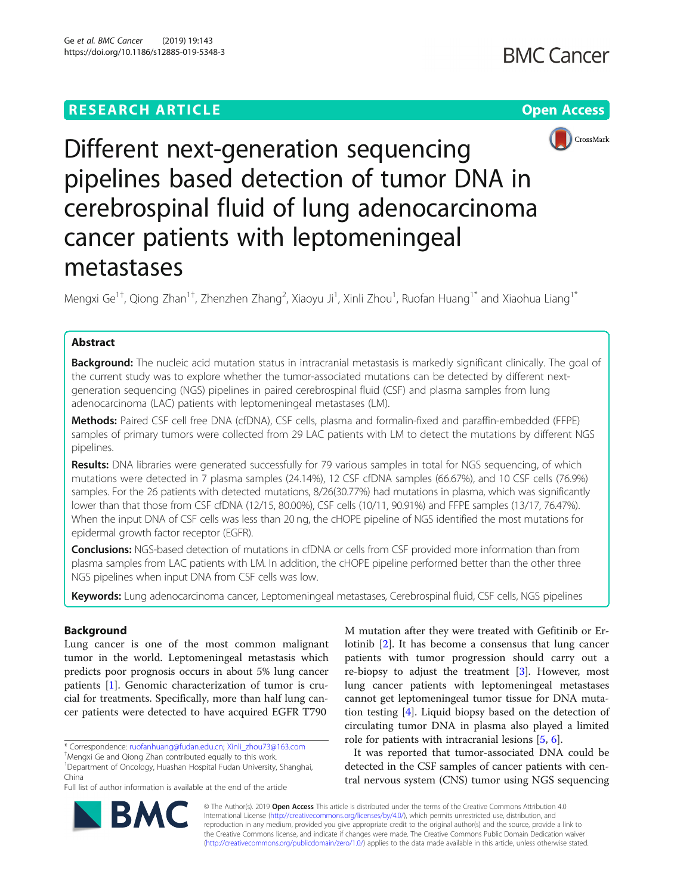RESEARCH ARTICLE

Open Access

# Different next-generation sequencing pipelines based detection of tumor DNA in cerebrospinal fluid of lung adenocarcinoma cancer patients with leptomeningeal metastases

Mengxi Ge[1†], Qiong Zhan[1†], Zhenzhen Zhang[2], Xiaoyu Ji[1], Xinli Zhou[1], Ruofan Huang[1*] and Xiaohua Liang[1*]

## Abstract

**Background:** The nucleic acid mutation status in intracranial metastasis is markedly significant clinically. The goal of the current study was to explore whether the tumor-associated mutations can be detected by different next-generation sequencing (NGS) pipelines in paired cerebrospinal fluid (CSF) and plasma samples from lung adenocarcinoma (LAC) patients with leptomeningeal metastases (LM).

**Methods:** Paired CSF cell free DNA (cfDNA), CSF cells, plasma and formalin-fixed and paraffin-embedded (FFPE) samples of primary tumors were collected from 29 LAC patients with LM to detect the mutations by different NGS pipelines.

**Results:** DNA libraries were generated successfully for 79 various samples in total for NGS sequencing, of which mutations were detected in 7 plasma samples (24.14%), 12 CSF cfDNA samples (66.67%), and 10 CSF cells (76.9%) samples. For the 26 patients with detected mutations, 8/26(30.77%) had mutations in plasma, which was significantly lower than that those from CSF cfDNA (12/15, 80.00%), CSF cells (10/11, 90.91%) and FFPE samples (13/17, 76.47%). When the input DNA of CSF cells was less than 20 ng, the cHOPE pipeline of NGS identified the most mutations for epidermal growth factor receptor (EGFR).

**Conclusions:** NGS-based detection of mutations in cfDNA or cells from CSF provided more information than from plasma samples from LAC patients with LM. In addition, the cHOPE pipeline performed better than the other three NGS pipelines when input DNA from CSF cells was low.

**Keywords:** Lung adenocarcinoma cancer, Leptomeningeal metastases, Cerebrospinal fluid, CSF cells, NGS pipelines

## Background

Lung cancer is one of the most common malignant tumor in the world. Leptomeningeal metastasis which predicts poor prognosis occurs in about 5% lung cancer patients [1]. Genomic characterization of tumor is crucial for treatments. Specifically, more than half lung cancer patients were detected to have acquired EGFR T790 M mutation after they were treated with Gefitinib or Erlotinib [2]. It has become a consensus that lung cancer patients with tumor progression should carry out a re-biopsy to adjust the treatment [3]. However, most lung cancer patients with leptomeningeal metastases cannot get leptomeningeal tumor tissue for DNA mutation testing [4]. Liquid biopsy based on the detection of circulating tumor DNA in plasma also played a limited role for patients with intracranial lesions [5, 6].

It was reported that tumor-associated DNA could be detected in the CSF samples of cancer patients with central nervous system (CNS) tumor using NGS sequencing

\* Correspondence: ruofanhuang@fudan.edu.cn; Xinli_zhou73@163.com

†Mengxi Ge and Qiong Zhan contributed equally to this work.

[1]Department of Oncology, Huashan Hospital Fudan University, Shanghai, China

Full list of author information is available at the end of the article

© The Author(s). 2019 **Open Access** This article is distributed under the terms of the Creative Commons Attribution 4.0 International License (http://creativecommons.org/licenses/by/4.0/), which permits unrestricted use, distribution, and reproduction in any medium, provided you give appropriate credit to the original author(s) and the source, provide a link to the Creative Commons license, and indicate if changes were made. The Creative Commons Public Domain Dedication waiver (http://creativecommons.org/publicdomain/zero/1.0/) applies to the data made available in this article, unless otherwise stated.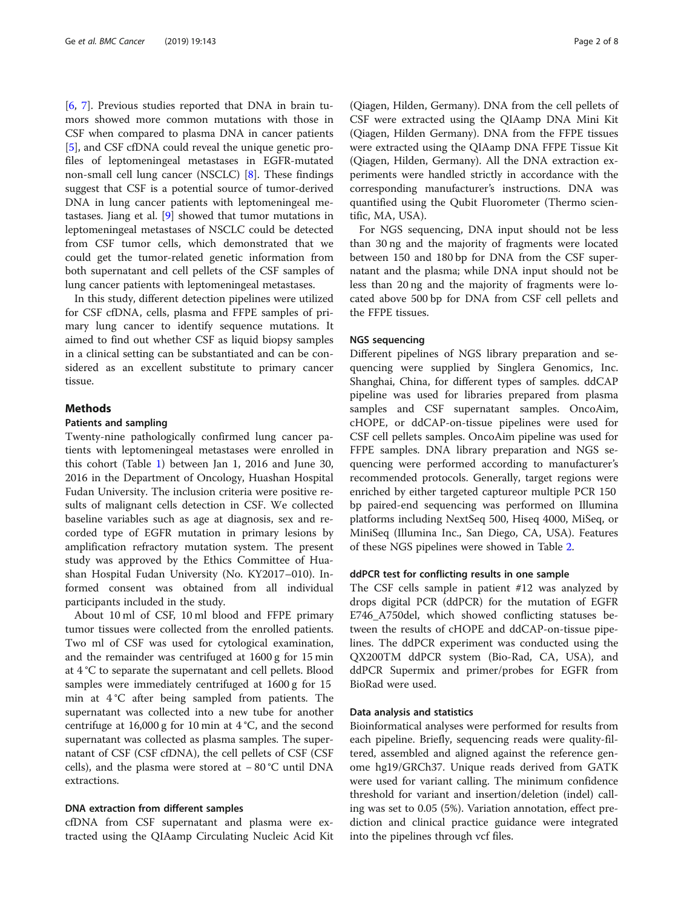[6, 7]. Previous studies reported that DNA in brain tumors showed more common mutations with those in CSF when compared to plasma DNA in cancer patients [5], and CSF cfDNA could reveal the unique genetic profiles of leptomeningeal metastases in EGFR-mutated non-small cell lung cancer (NSCLC) [8]. These findings suggest that CSF is a potential source of tumor-derived DNA in lung cancer patients with leptomeningeal metastases. Jiang et al. [9] showed that tumor mutations in leptomeningeal metastases of NSCLC could be detected from CSF tumor cells, which demonstrated that we could get the tumor-related genetic information from both supernatant and cell pellets of the CSF samples of lung cancer patients with leptomeningeal metastases.

In this study, different detection pipelines were utilized for CSF cfDNA, cells, plasma and FFPE samples of primary lung cancer to identify sequence mutations. It aimed to find out whether CSF as liquid biopsy samples in a clinical setting can be substantiated and can be considered as an excellent substitute to primary cancer tissue.

## Methods

### Patients and sampling

Twenty-nine pathologically confirmed lung cancer patients with leptomeningeal metastases were enrolled in this cohort (Table 1) between Jan 1, 2016 and June 30, 2016 in the Department of Oncology, Huashan Hospital Fudan University. The inclusion criteria were positive results of malignant cells detection in CSF. We collected baseline variables such as age at diagnosis, sex and recorded type of EGFR mutation in primary lesions by amplification refractory mutation system. The present study was approved by the Ethics Committee of Huashan Hospital Fudan University (No. KY2017–010). Informed consent was obtained from all individual participants included in the study.

About 10 ml of CSF, 10 ml blood and FFPE primary tumor tissues were collected from the enrolled patients. Two ml of CSF was used for cytological examination, and the remainder was centrifuged at 1600 g for 15 min at 4 °C to separate the supernatant and cell pellets. Blood samples were immediately centrifuged at 1600 g for 15 min at 4 °C after being sampled from patients. The supernatant was collected into a new tube for another centrifuge at 16,000 g for 10 min at 4 °C, and the second supernatant was collected as plasma samples. The supernatant of CSF (CSF cfDNA), the cell pellets of CSF (CSF cells), and the plasma were stored at − 80 °C until DNA extractions.

### DNA extraction from different samples

cfDNA from CSF supernatant and plasma were extracted using the QIAamp Circulating Nucleic Acid Kit (Qiagen, Hilden, Germany). DNA from the cell pellets of CSF were extracted using the QIAamp DNA Mini Kit (Qiagen, Hilden Germany). DNA from the FFPE tissues were extracted using the QIAamp DNA FFPE Tissue Kit (Qiagen, Hilden, Germany). All the DNA extraction experiments were handled strictly in accordance with the corresponding manufacturer's instructions. DNA was quantified using the Qubit Fluorometer (Thermo scientific, MA, USA).

For NGS sequencing, DNA input should not be less than 30 ng and the majority of fragments were located between 150 and 180 bp for DNA from the CSF supernatant and the plasma; while DNA input should not be less than 20 ng and the majority of fragments were located above 500 bp for DNA from CSF cell pellets and the FFPE tissues.

### NGS sequencing

Different pipelines of NGS library preparation and sequencing were supplied by Singlera Genomics, Inc. Shanghai, China, for different types of samples. ddCAP pipeline was used for libraries prepared from plasma samples and CSF supernatant samples. OncoAim, cHOPE, or ddCAP-on-tissue pipelines were used for CSF cell pellets samples. OncoAim pipeline was used for FFPE samples. DNA library preparation and NGS sequencing were performed according to manufacturer's recommended protocols. Generally, target regions were enriched by either targeted captureor multiple PCR 150 bp paired-end sequencing was performed on Illumina platforms including NextSeq 500, Hiseq 4000, MiSeq, or MiniSeq (Illumina Inc., San Diego, CA, USA). Features of these NGS pipelines were showed in Table 2.

### ddPCR test for conflicting results in one sample

The CSF cells sample in patient #12 was analyzed by drops digital PCR (ddPCR) for the mutation of EGFR E746_A750del, which showed conflicting statuses between the results of cHOPE and ddCAP-on-tissue pipelines. The ddPCR experiment was conducted using the QX200TM ddPCR system (Bio-Rad, CA, USA), and ddPCR Supermix and primer/probes for EGFR from BioRad were used.

### Data analysis and statistics

Bioinformatical analyses were performed for results from each pipeline. Briefly, sequencing reads were quality-filtered, assembled and aligned against the reference genome hg19/GRCh37. Unique reads derived from GATK were used for variant calling. The minimum confidence threshold for variant and insertion/deletion (indel) calling was set to 0.05 (5%). Variation annotation, effect prediction and clinical practice guidance were integrated into the pipelines through vcf files.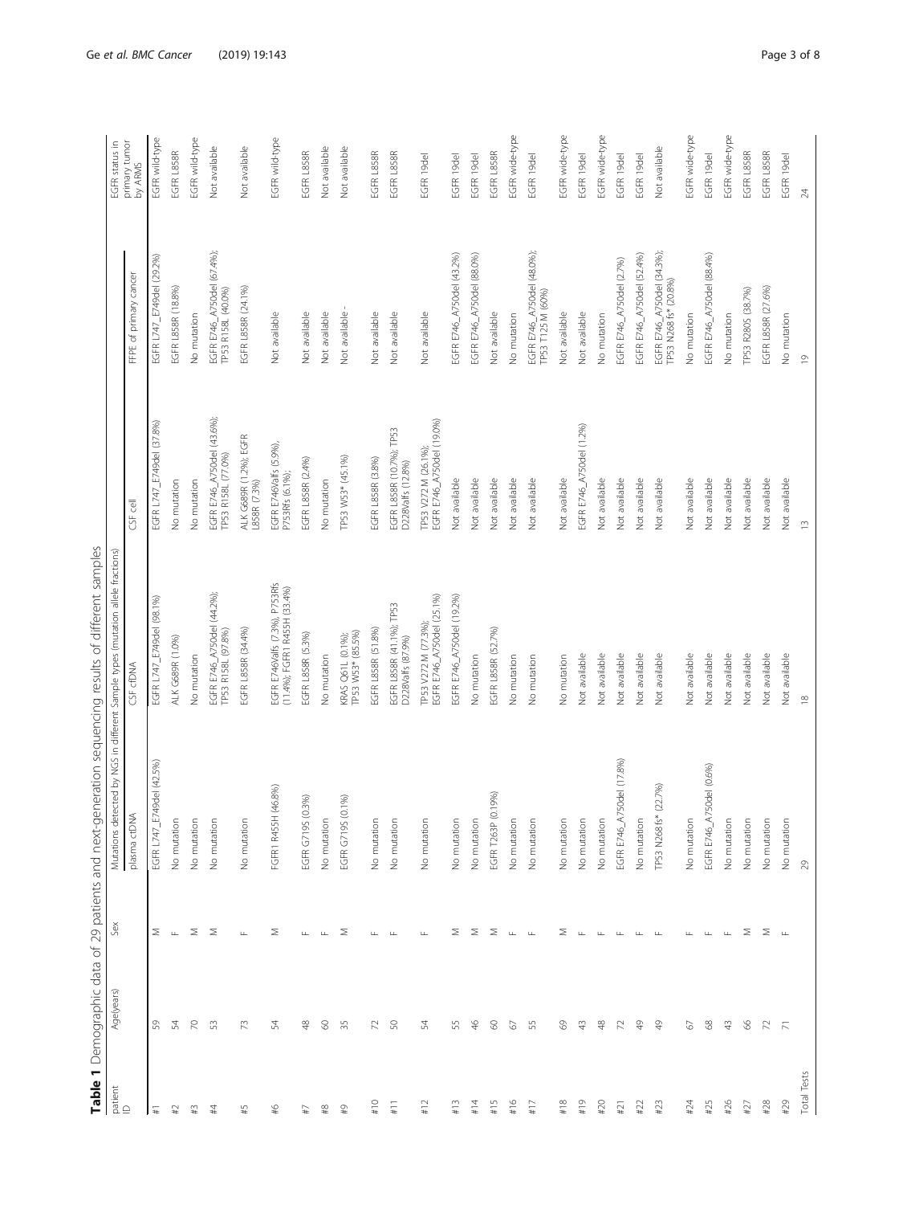**Table 1** Demographic data of 29 patients and next-generation sequencing results of different samples

| patient ID | Age(years) | Sex | Mutations detected by NGS in different Sample types (mutation allele fractions) | | | | EGFR status in primary tumor by ARMS |
|---|---|---|---|---|---|---|---|
| | | | plasma ctDNA | CSF cfDNA | CSF cell | FFPE of primary cancer | |
| #1 | 59 | M | EGFR L747_E749del (42.5%) | EGFR L747_E749del (98.1%) | EGFR L747_E749del (37.8%) | EGFR L747_E749del (29.2%) | EGFR wild-type |
| #2 | 54 | F | No mutation | ALK G689R (1.0%) | No mutation | EGFR L858R (18.8%) | EGFR L858R |
| #3 | 70 | M | No mutation | No mutation | No mutation | No mutation | EGFR wild-type |
| #4 | 53 | M | No mutation | EGFR E746_A750del (44.2%); TP53 R158L (97.8%) | EGFR E746_A750del (43.6%); TP53 R158L (77.0%) | EGFR E746_A750del (67.4%); TP53 R158L (40.0%) | Not available |
| #5 | 73 | F | No mutation | EGFR L858R (34.4%) | ALK G689R (1.2%); EGFR L858R (7.3%) | EGFR L858R (24.1%) | Not available |
| #6 | 54 | M | FGFR1 R455H (46.8%) | EGFR E746Valfs (7.3%), P753Rfs (11.4%); FGFR1 R455H (33.4%) | EGFR E746Valfs (5.9%), P753Rfs (6.1%); | Not available | EGFR wild-type |
| #7 | 48 | F | EGFR G719S (0.3%) | EGFR L858R (5.3%) | EGFR L858R (2.4%) | Not available | EGFR L858R |
| #8 | 60 | F | No mutation | No mutation | No mutation | Not available | Not available |
| #9 | 35 | M | EGFR G719S (0.1%) | KRAS Q61L (0.1%); TP53 W53* (85.5%) | TP53 W53* (45.1%) | Not available - | Not available |
| #10 | 72 | F | No mutation | EGFR L858R (51.8%) | EGFR L858R (3.8%) | Not available | EGFR L858R |
| #11 | 50 | F | No mutation | EGFR L858R (41.1%); TP53 D228Valfs (87.9%) | EGFR L858R (10.7%); TP53 D228Valfs (12.8%) | Not available | EGFR L858R |
| #12 | 54 | F | No mutation | TP53 V272 M (77.3%); EGFR E746_A750del (25.1%) | TP53 V272 M (26.1%); EGFR E746_A750del (19.0%) | Not available | EGFR 19del |
| #13 | 55 | M | No mutation | EGFR E746_A750del (19.2%) | Not available | EGFR E746_A750del (43.2%) | EGFR 19del |
| #14 | 46 | M | No mutation | No mutation | Not available | EGFR E746_A750del (88.0%) | EGFR 19del |
| #15 | 60 | M | EGFR T263P (0.19%) | EGFR L858R (52.7%) | Not available | Not available | EGFR L858R |
| #16 | 67 | F | No mutation | No mutation | Not available | No mutation | EGFR wide-type |
| #17 | 55 | F | No mutation | No mutation | Not available | EGFR E746_A750del (48.0%); TP53 T125 M (60%) | EGFR 19del |
| #18 | 69 | M | No mutation | No mutation | Not available | Not available | EGFR wide-type |
| #19 | 43 | F | No mutation | Not available | EGFR E746_A750del (1.2%) | Not available | EGFR 19del |
| #20 | 48 | F | No mutation | Not available | Not available | No mutation | EGFR wide-type |
| #21 | 72 | F | EGFR E746_A750del (17.8%) | Not available | Not available | EGFR E746_A750del (2.7%) | EGFR 19del |
| #22 | 49 | F | No mutation | Not available | Not available | EGFR E746_A750del (52.4%) | EGFR 19del |
| #23 | 49 | F | TP53 N268 fs* (22.7%) | Not available | Not available | EGFR E746_A750del (34.3%); TP53 N268 fs* (20.8%) | Not available |
| #24 | 67 | F | No mutation | Not available | Not available | No mutation | EGFR wide-type |
| #25 | 68 | F | EGFR E746_A750del (0.6%) | Not available | Not available | EGFR E746_A750del (88.4%) | EGFR 19del |
| #26 | 43 | F | No mutation | Not available | Not available | No mutation | EGFR wide-type |
| #27 | 66 | M | No mutation | Not available | Not available | TP53 R280S (38.7%) | EGFR L858R |
| #28 | 72 | M | No mutation | Not available | Not available | EGFR L858R (27.6%) | EGFR L858R |
| #29 | 71 | F | No mutation | Not available | Not available | No mutation | EGFR 19del |
| Total Tests | | | 29 | 18 | 13 | 19 | 24 |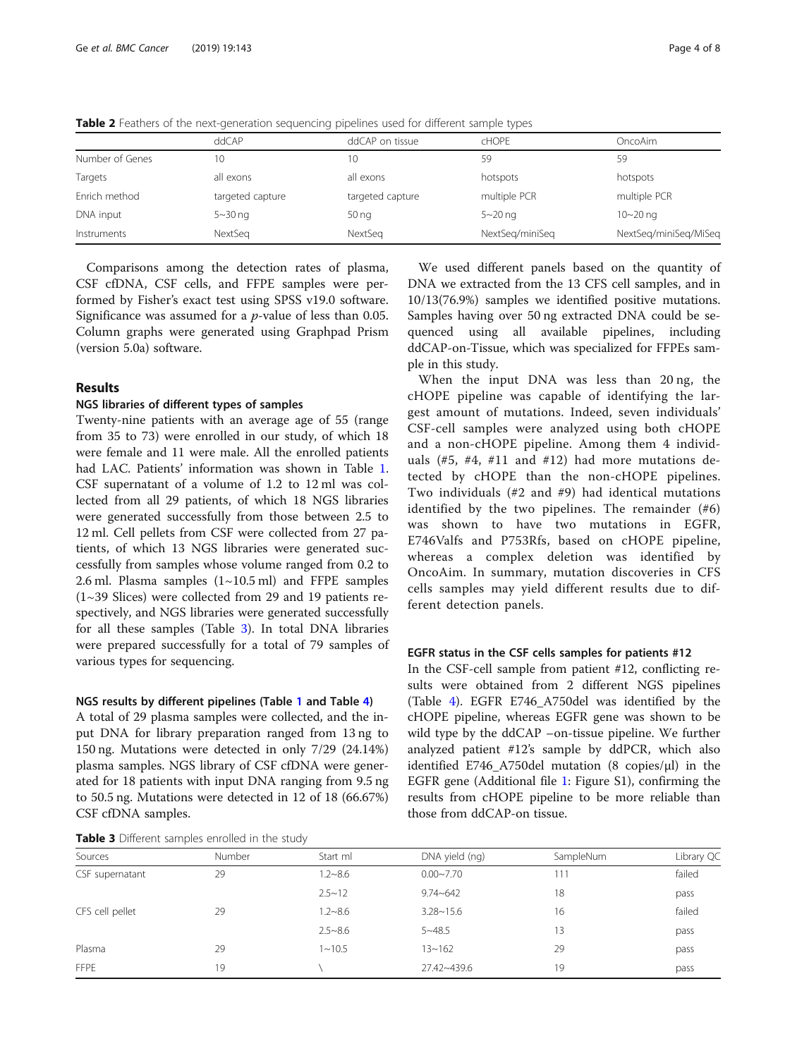**Table 2** Feathers of the next-generation sequencing pipelines used for different sample types

| | ddCAP | ddCAP on tissue | cHOPE | OncoAim |
|---|---|---|---|---|
| Number of Genes | 10 | 10 | 59 | 59 |
| Targets | all exons | all exons | hotspots | hotspots |
| Enrich method | targeted capture | targeted capture | multiple PCR | multiple PCR |
| DNA input | 5~30 ng | 50 ng | 5~20 ng | 10~20 ng |
| Instruments | NextSeq | NextSeq | NextSeq/miniSeq | NextSeq/miniSeq/MiSeq |

Comparisons among the detection rates of plasma, CSF cfDNA, CSF cells, and FFPE samples were performed by Fisher's exact test using SPSS v19.0 software. Significance was assumed for a *p*-value of less than 0.05. Column graphs were generated using Graphpad Prism (version 5.0a) software.

## Results

### NGS libraries of different types of samples

Twenty-nine patients with an average age of 55 (range from 35 to 73) were enrolled in our study, of which 18 were female and 11 were male. All the enrolled patients had LAC. Patients' information was shown in Table 1. CSF supernatant of a volume of 1.2 to 12 ml was collected from all 29 patients, of which 18 NGS libraries were generated successfully from those between 2.5 to 12 ml. Cell pellets from CSF were collected from 27 patients, of which 13 NGS libraries were generated successfully from samples whose volume ranged from 0.2 to 2.6 ml. Plasma samples (1~10.5 ml) and FFPE samples (1~39 Slices) were collected from 29 and 19 patients respectively, and NGS libraries were generated successfully for all these samples (Table 3). In total DNA libraries were prepared successfully for a total of 79 samples of various types for sequencing.

### NGS results by different pipelines (Table 1 and Table 4)

A total of 29 plasma samples were collected, and the input DNA for library preparation ranged from 13 ng to 150 ng. Mutations were detected in only 7/29 (24.14%) plasma samples. NGS library of CSF cfDNA were generated for 18 patients with input DNA ranging from 9.5 ng to 50.5 ng. Mutations were detected in 12 of 18 (66.67%) CSF cfDNA samples.

We used different panels based on the quantity of DNA we extracted from the 13 CFS cell samples, and in 10/13(76.9%) samples we identified positive mutations. Samples having over 50 ng extracted DNA could be sequenced using all available pipelines, including ddCAP-on-Tissue, which was specialized for FFPEs sample in this study.

When the input DNA was less than 20 ng, the cHOPE pipeline was capable of identifying the largest amount of mutations. Indeed, seven individuals' CSF-cell samples were analyzed using both cHOPE and a non-cHOPE pipeline. Among them 4 individuals (#5, #4, #11 and #12) had more mutations detected by cHOPE than the non-cHOPE pipelines. Two individuals (#2 and #9) had identical mutations identified by the two pipelines. The remainder (#6) was shown to have two mutations in EGFR, E746Valfs and P753Rfs, based on cHOPE pipeline, whereas a complex deletion was identified by OncoAim. In summary, mutation discoveries in CFS cells samples may yield different results due to different detection panels.

### EGFR status in the CSF cells samples for patients #12

In the CSF-cell sample from patient #12, conflicting results were obtained from 2 different NGS pipelines (Table 4). EGFR E746_A750del was identified by the cHOPE pipeline, whereas EGFR gene was shown to be wild type by the ddCAP –on-tissue pipeline. We further analyzed patient #12's sample by ddPCR, which also identified E746_A750del mutation (8 copies/μl) in the EGFR gene (Additional file 1: Figure S1), confirming the results from cHOPE pipeline to be more reliable than those from ddCAP-on tissue.

**Table 3** Different samples enrolled in the study

| Sources | Number | Start ml | DNA yield (ng) | SampleNum | Library QC |
|---|---|---|---|---|---|
| CSF supernatant | 29 | 1.2~8.6 | 0.00~7.70 | 111 | failed |
| | | 2.5~12 | 9.74~642 | 18 | pass |
| CFS cell pellet | 29 | 1.2~8.6 | 3.28~15.6 | 16 | failed |
| | | 2.5~8.6 | 5~48.5 | 13 | pass |
| Plasma | 29 | 1~10.5 | 13~162 | 29 | pass |
| FFPE | 19 | \ | 27.42~439.6 | 19 | pass |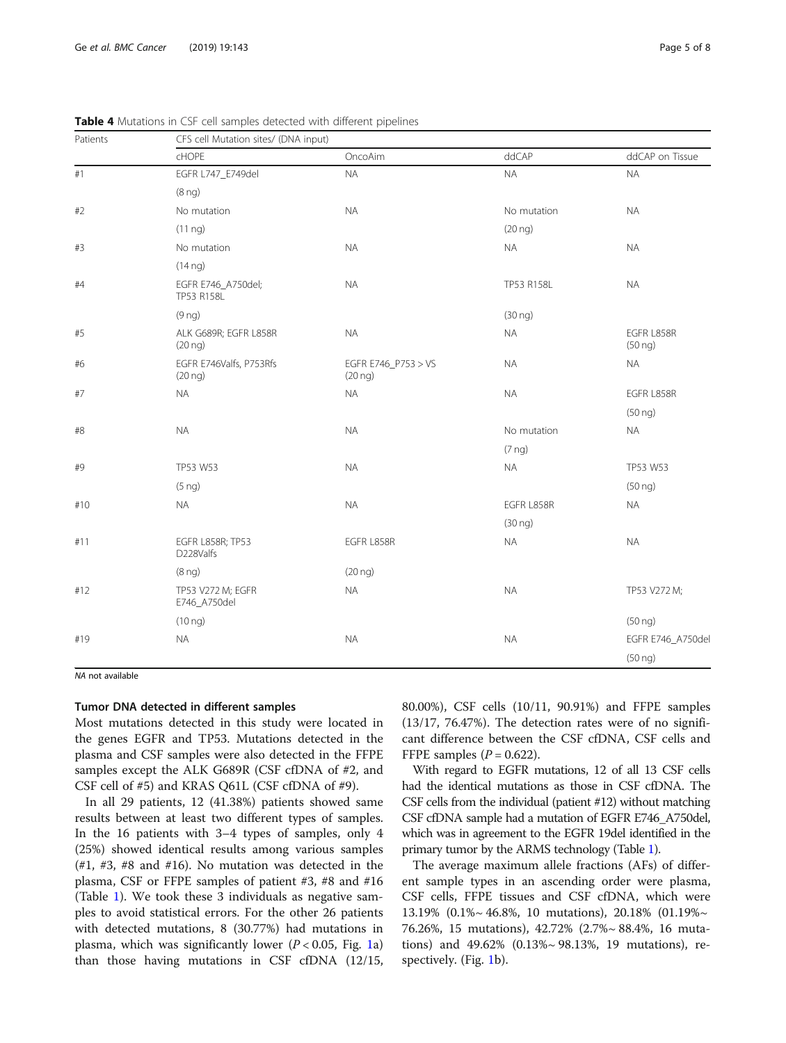**Table 4** Mutations in CSF cell samples detected with different pipelines

| Patients | CFS cell Mutation sites/ (DNA input) | | | |
|---|---|---|---|---|
| | cHOPE | OncoAim | ddCAP | ddCAP on Tissue |
| #1 | EGFR L747_E749del (8 ng) | NA | NA | NA |
| #2 | No mutation (11 ng) | NA | No mutation (20 ng) | NA |
| #3 | No mutation (14 ng) | NA | NA | NA |
| #4 | EGFR E746_A750del; TP53 R158L (9 ng) | NA | TP53 R158L (30 ng) | NA |
| #5 | ALK G689R; EGFR L858R (20 ng) | NA | NA | EGFR L858R (50 ng) |
| #6 | EGFR E746Valfs, P753Rfs (20 ng) | EGFR E746_P753 > VS (20 ng) | NA | NA |
| #7 | NA | NA | NA | EGFR L858R (50 ng) |
| #8 | NA | NA | No mutation (7 ng) | NA |
| #9 | TP53 W53 (5 ng) | NA | NA | TP53 W53 (50 ng) |
| #10 | NA | NA | EGFR L858R (30 ng) | NA |
| #11 | EGFR L858R; TP53 D228Valfs (8 ng) | EGFR L858R (20 ng) | NA | NA |
| #12 | TP53 V272 M; EGFR E746_A750del (10 ng) | NA | NA | TP53 V272 M; (50 ng) |
| #19 | NA | NA | NA | EGFR E746_A750del (50 ng) |

*NA* not available

### Tumor DNA detected in different samples

Most mutations detected in this study were located in the genes EGFR and TP53. Mutations detected in the plasma and CSF samples were also detected in the FFPE samples except the ALK G689R (CSF cfDNA of #2, and CSF cell of #5) and KRAS Q61L (CSF cfDNA of #9).

In all 29 patients, 12 (41.38%) patients showed same results between at least two different types of samples. In the 16 patients with 3–4 types of samples, only 4 (25%) showed identical results among various samples (#1, #3, #8 and #16). No mutation was detected in the plasma, CSF or FFPE samples of patient #3, #8 and #16 (Table 1). We took these 3 individuals as negative samples to avoid statistical errors. For the other 26 patients with detected mutations, 8 (30.77%) had mutations in plasma, which was significantly lower ($P < 0.05$, Fig. 1a) than those having mutations in CSF cfDNA (12/15, 80.00%), CSF cells (10/11, 90.91%) and FFPE samples (13/17, 76.47%). The detection rates were of no significant difference between the CSF cfDNA, CSF cells and FFPE samples ($P = 0.622$).

With regard to EGFR mutations, 12 of all 13 CSF cells had the identical mutations as those in CSF cfDNA. The CSF cells from the individual (patient #12) without matching CSF cfDNA sample had a mutation of EGFR E746_A750del, which was in agreement to the EGFR 19del identified in the primary tumor by the ARMS technology (Table 1).

The average maximum allele fractions (AFs) of different sample types in an ascending order were plasma, CSF cells, FFPE tissues and CSF cfDNA, which were 13.19% (0.1%~ 46.8%, 10 mutations), 20.18% (01.19%~ 76.26%, 15 mutations), 42.72% (2.7%~ 88.4%, 16 mutations) and 49.62% (0.13%~ 98.13%, 19 mutations), respectively. (Fig. 1b).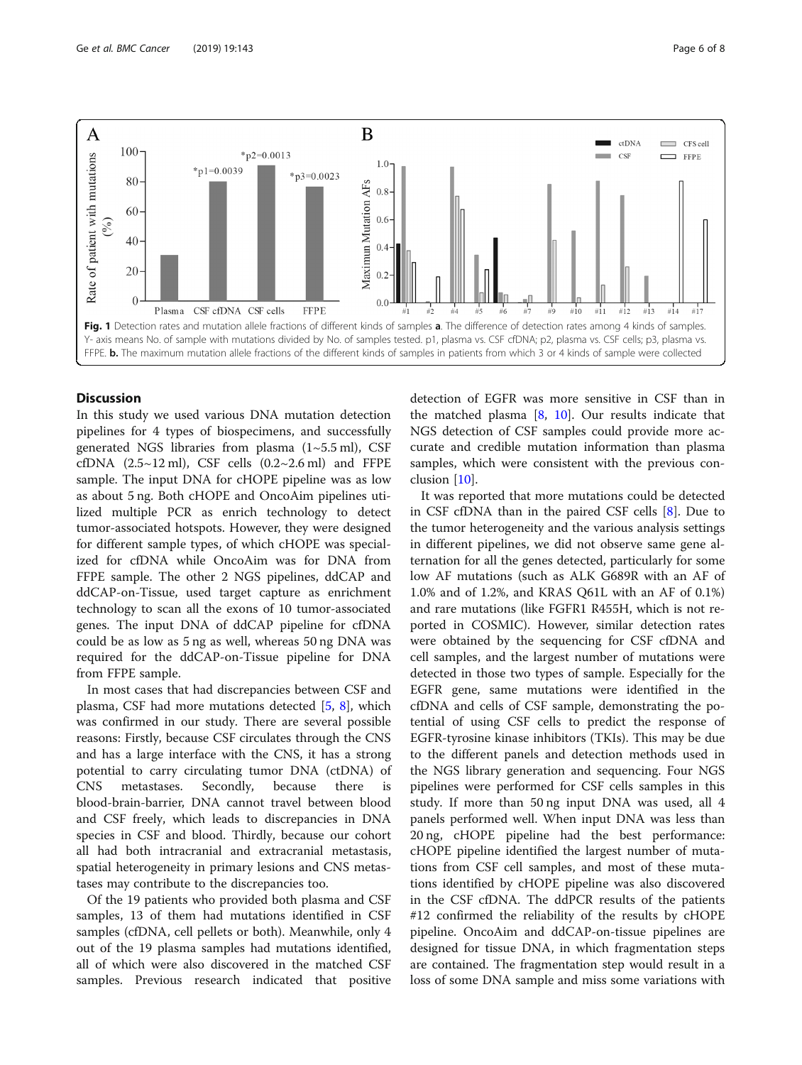**Fig. 1** Detection rates and mutation allele fractions of different kinds of samples **a**. The difference of detection rates among 4 kinds of samples. Y- axis means No. of sample with mutations divided by No. of samples tested. p1, plasma vs. CSF cfDNA; p2, plasma vs. CSF cells; p3, plasma vs. FFPE. **b.** The maximum mutation allele fractions of the different kinds of samples in patients from which 3 or 4 kinds of sample were collected

## Discussion

In this study we used various DNA mutation detection pipelines for 4 types of biospecimens, and successfully generated NGS libraries from plasma (1~5.5 ml), CSF cfDNA (2.5~12 ml), CSF cells (0.2~2.6 ml) and FFPE sample. The input DNA for cHOPE pipeline was as low as about 5 ng. Both cHOPE and OncoAim pipelines utilized multiple PCR as enrich technology to detect tumor-associated hotspots. However, they were designed for different sample types, of which cHOPE was specialized for cfDNA while OncoAim was for DNA from FFPE sample. The other 2 NGS pipelines, ddCAP and ddCAP-on-Tissue, used target capture as enrichment technology to scan all the exons of 10 tumor-associated genes. The input DNA of ddCAP pipeline for cfDNA could be as low as 5 ng as well, whereas 50 ng DNA was required for the ddCAP-on-Tissue pipeline for DNA from FFPE sample.

In most cases that had discrepancies between CSF and plasma, CSF had more mutations detected [5, 8], which was confirmed in our study. There are several possible reasons: Firstly, because CSF circulates through the CNS and has a large interface with the CNS, it has a strong potential to carry circulating tumor DNA (ctDNA) of CNS metastases. Secondly, because there is blood-brain-barrier, DNA cannot travel between blood and CSF freely, which leads to discrepancies in DNA species in CSF and blood. Thirdly, because our cohort all had both intracranial and extracranial metastasis, spatial heterogeneity in primary lesions and CNS metastases may contribute to the discrepancies too.

Of the 19 patients who provided both plasma and CSF samples, 13 of them had mutations identified in CSF samples (cfDNA, cell pellets or both). Meanwhile, only 4 out of the 19 plasma samples had mutations identified, all of which were also discovered in the matched CSF samples. Previous research indicated that positive detection of EGFR was more sensitive in CSF than in the matched plasma [8, 10]. Our results indicate that NGS detection of CSF samples could provide more accurate and credible mutation information than plasma samples, which were consistent with the previous conclusion [10].

It was reported that more mutations could be detected in CSF cfDNA than in the paired CSF cells [8]. Due to the tumor heterogeneity and the various analysis settings in different pipelines, we did not observe same gene alternation for all the genes detected, particularly for some low AF mutations (such as ALK G689R with an AF of 1.0% and of 1.2%, and KRAS Q61L with an AF of 0.1%) and rare mutations (like FGFR1 R455H, which is not reported in COSMIC). However, similar detection rates were obtained by the sequencing for CSF cfDNA and cell samples, and the largest number of mutations were detected in those two types of sample. Especially for the EGFR gene, same mutations were identified in the cfDNA and cells of CSF sample, demonstrating the potential of using CSF cells to predict the response of EGFR-tyrosine kinase inhibitors (TKIs). This may be due to the different panels and detection methods used in the NGS library generation and sequencing. Four NGS pipelines were performed for CSF cells samples in this study. If more than 50 ng input DNA was used, all 4 panels performed well. When input DNA was less than 20 ng, cHOPE pipeline had the best performance: cHOPE pipeline identified the largest number of mutations from CSF cell samples, and most of these mutations identified by cHOPE pipeline was also discovered in the CSF cfDNA. The ddPCR results of the patients #12 confirmed the reliability of the results by cHOPE pipeline. OncoAim and ddCAP-on-tissue pipelines are designed for tissue DNA, in which fragmentation steps are contained. The fragmentation step would result in a loss of some DNA sample and miss some variations with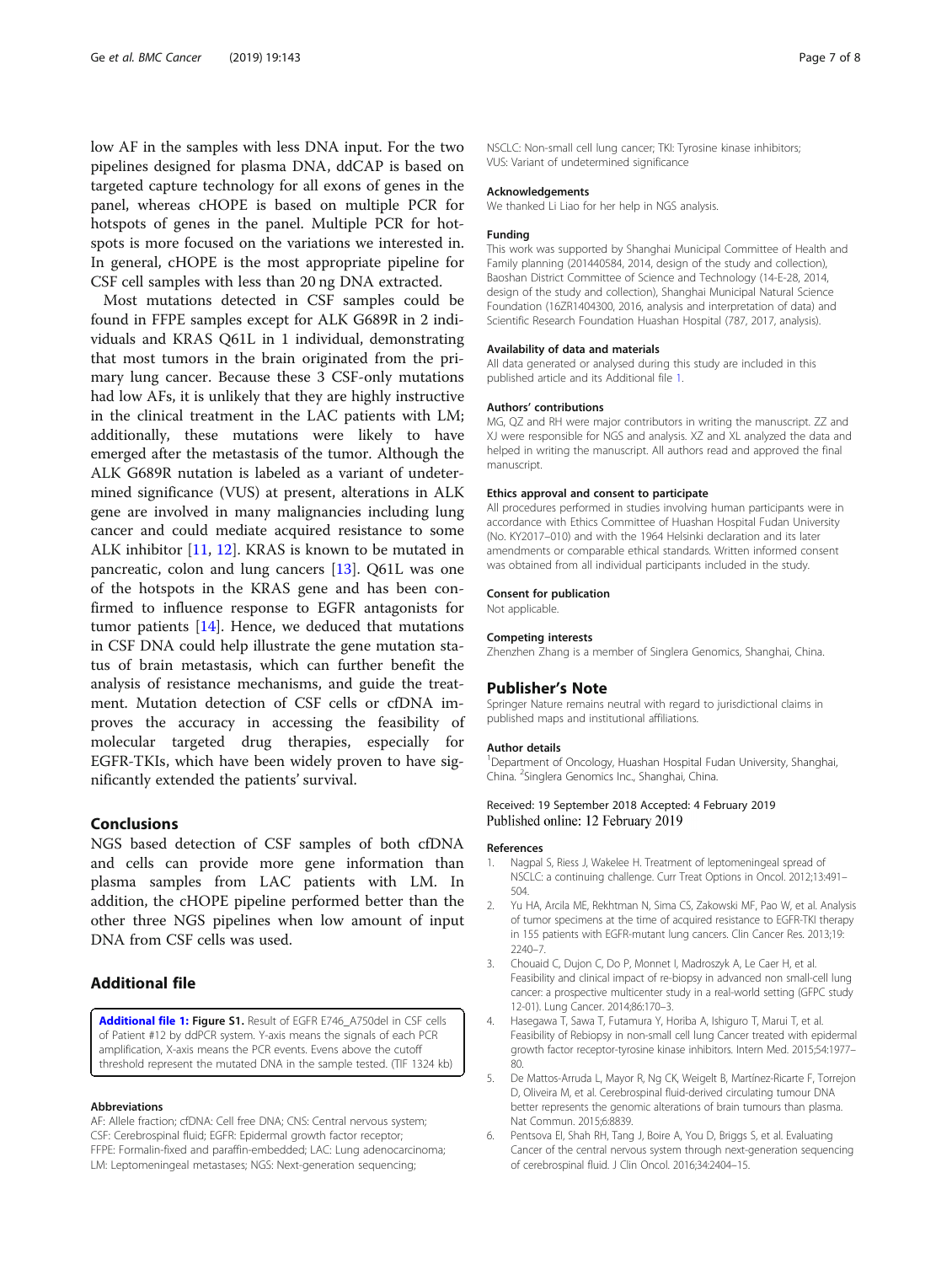low AF in the samples with less DNA input. For the two pipelines designed for plasma DNA, ddCAP is based on targeted capture technology for all exons of genes in the panel, whereas cHOPE is based on multiple PCR for hotspots of genes in the panel. Multiple PCR for hotspots is more focused on the variations we interested in. In general, cHOPE is the most appropriate pipeline for CSF cell samples with less than 20 ng DNA extracted.

Most mutations detected in CSF samples could be found in FFPE samples except for ALK G689R in 2 individuals and KRAS Q61L in 1 individual, demonstrating that most tumors in the brain originated from the primary lung cancer. Because these 3 CSF-only mutations had low AFs, it is unlikely that they are highly instructive in the clinical treatment in the LAC patients with LM; additionally, these mutations were likely to have emerged after the metastasis of the tumor. Although the ALK G689R nutation is labeled as a variant of undetermined significance (VUS) at present, alterations in ALK gene are involved in many malignancies including lung cancer and could mediate acquired resistance to some ALK inhibitor [11, 12]. KRAS is known to be mutated in pancreatic, colon and lung cancers [13]. Q61L was one of the hotspots in the KRAS gene and has been confirmed to influence response to EGFR antagonists for tumor patients [14]. Hence, we deduced that mutations in CSF DNA could help illustrate the gene mutation status of brain metastasis, which can further benefit the analysis of resistance mechanisms, and guide the treatment. Mutation detection of CSF cells or cfDNA improves the accuracy in accessing the feasibility of molecular targeted drug therapies, especially for EGFR-TKIs, which have been widely proven to have significantly extended the patients' survival.

## Conclusions

NGS based detection of CSF samples of both cfDNA and cells can provide more gene information than plasma samples from LAC patients with LM. In addition, the cHOPE pipeline performed better than the other three NGS pipelines when low amount of input DNA from CSF cells was used.

## Additional file

**Additional file 1: Figure S1.** Result of EGFR E746_A750del in CSF cells of Patient #12 by ddPCR system. Y-axis means the signals of each PCR amplification, X-axis means the PCR events. Evens above the cutoff threshold represent the mutated DNA in the sample tested. (TIF 1324 kb)

#### Abbreviations

AF: Allele fraction; cfDNA: Cell free DNA; CNS: Central nervous system; CSF: Cerebrospinal fluid; EGFR: Epidermal growth factor receptor; FFPE: Formalin-fixed and paraffin-embedded; LAC: Lung adenocarcinoma; LM: Leptomeningeal metastases; NGS: Next-generation sequencing; NSCLC: Non-small cell lung cancer; TKI: Tyrosine kinase inhibitors; VUS: Variant of undetermined significance

#### Acknowledgements

We thanked Li Liao for her help in NGS analysis.

#### Funding

This work was supported by Shanghai Municipal Committee of Health and Family planning (201440584, 2014, design of the study and collection), Baoshan District Committee of Science and Technology (14-E-28, 2014, design of the study and collection), Shanghai Municipal Natural Science Foundation (16ZR1404300, 2016, analysis and interpretation of data) and Scientific Research Foundation Huashan Hospital (787, 2017, analysis).

#### Availability of data and materials

All data generated or analysed during this study are included in this published article and its Additional file 1.

#### Authors' contributions

MG, QZ and RH were major contributors in writing the manuscript. ZZ and XJ were responsible for NGS and analysis. XZ and XL analyzed the data and helped in writing the manuscript. All authors read and approved the final manuscript.

#### Ethics approval and consent to participate

All procedures performed in studies involving human participants were in accordance with Ethics Committee of Huashan Hospital Fudan University (No. KY2017–010) and with the 1964 Helsinki declaration and its later amendments or comparable ethical standards. Written informed consent was obtained from all individual participants included in the study.

#### Consent for publication

Not applicable.

#### Competing interests

Zhenzhen Zhang is a member of Singlera Genomics, Shanghai, China.

## Publisher's Note

Springer Nature remains neutral with regard to jurisdictional claims in published maps and institutional affiliations.

#### Author details

[1]Department of Oncology, Huashan Hospital Fudan University, Shanghai, China. [2]Singlera Genomics Inc., Shanghai, China.

Received: 19 September 2018 Accepted: 4 February 2019
Published online: 12 February 2019

#### References

1. Nagpal S, Riess J, Wakelee H. Treatment of leptomeningeal spread of NSCLC: a continuing challenge. Curr Treat Options in Oncol. 2012;13:491–504.
2. Yu HA, Arcila ME, Rekhtman N, Sima CS, Zakowski MF, Pao W, et al. Analysis of tumor specimens at the time of acquired resistance to EGFR-TKI therapy in 155 patients with EGFR-mutant lung cancers. Clin Cancer Res. 2013;19:2240–7.
3. Chouaid C, Dujon C, Do P, Monnet I, Madroszyk A, Le Caer H, et al. Feasibility and clinical impact of re-biopsy in advanced non small-cell lung cancer: a prospective multicenter study in a real-world setting (GFPC study 12-01). Lung Cancer. 2014;86:170–3.
4. Hasegawa T, Sawa T, Futamura Y, Horiba A, Ishiguro T, Marui T, et al. Feasibility of Rebiopsy in non-small cell lung Cancer treated with epidermal growth factor receptor-tyrosine kinase inhibitors. Intern Med. 2015;54:1977–80.
5. De Mattos-Arruda L, Mayor R, Ng CK, Weigelt B, Martínez-Ricarte F, Torrejon D, Oliveira M, et al. Cerebrospinal fluid-derived circulating tumour DNA better represents the genomic alterations of brain tumours than plasma. Nat Commun. 2015;6:8839.
6. Pentsova EI, Shah RH, Tang J, Boire A, You D, Briggs S, et al. Evaluating Cancer of the central nervous system through next-generation sequencing of cerebrospinal fluid. J Clin Oncol. 2016;34:2404–15.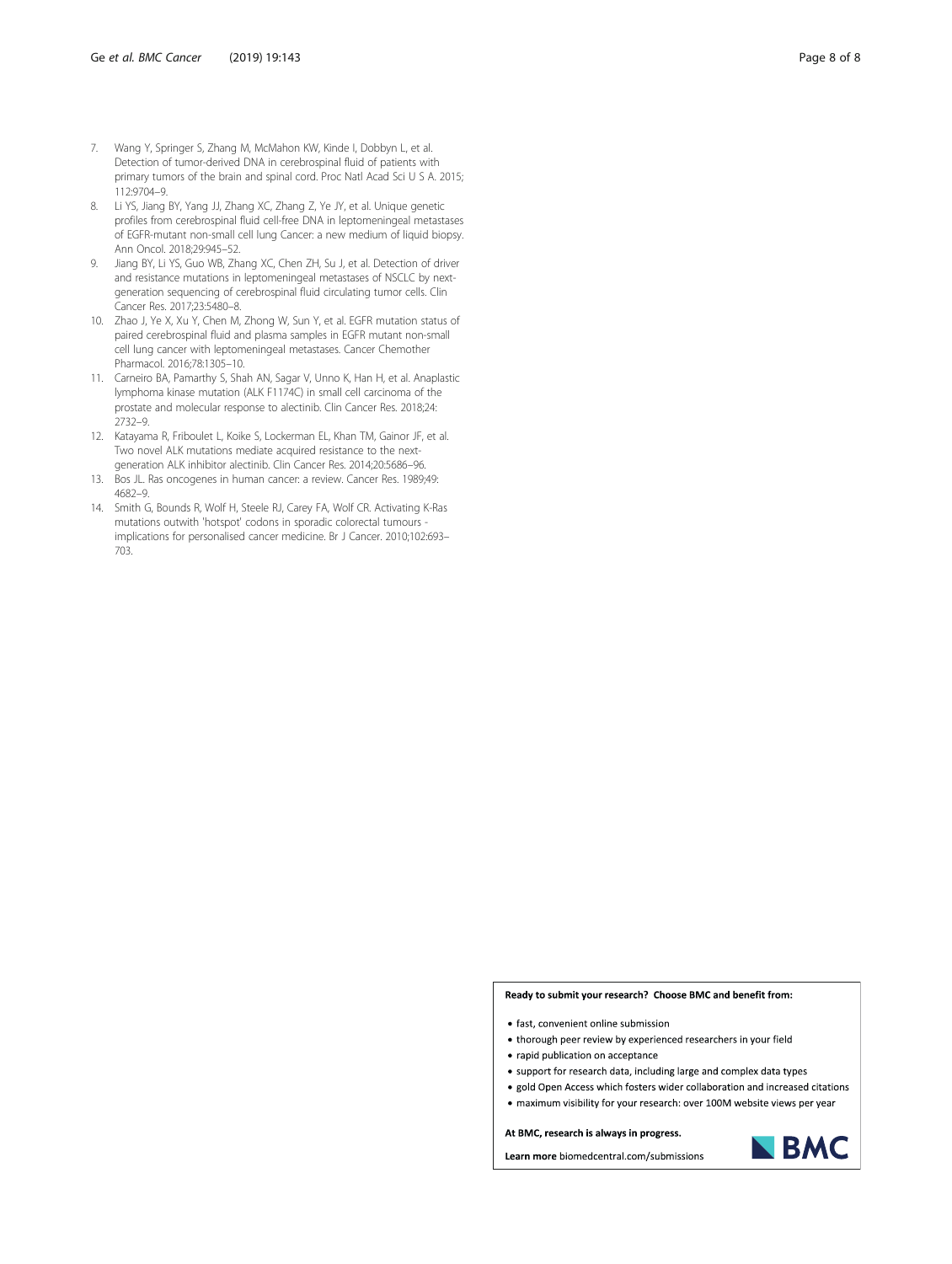7. Wang Y, Springer S, Zhang M, McMahon KW, Kinde I, Dobbyn L, et al. Detection of tumor-derived DNA in cerebrospinal fluid of patients with primary tumors of the brain and spinal cord. Proc Natl Acad Sci U S A. 2015; 112:9704–9.
8. Li YS, Jiang BY, Yang JJ, Zhang XC, Zhang Z, Ye JY, et al. Unique genetic profiles from cerebrospinal fluid cell-free DNA in leptomeningeal metastases of EGFR-mutant non-small cell lung Cancer: a new medium of liquid biopsy. Ann Oncol. 2018;29:945–52.
9. Jiang BY, Li YS, Guo WB, Zhang XC, Chen ZH, Su J, et al. Detection of driver and resistance mutations in leptomeningeal metastases of NSCLC by next-generation sequencing of cerebrospinal fluid circulating tumor cells. Clin Cancer Res. 2017;23:5480–8.
10. Zhao J, Ye X, Xu Y, Chen M, Zhong W, Sun Y, et al. EGFR mutation status of paired cerebrospinal fluid and plasma samples in EGFR mutant non-small cell lung cancer with leptomeningeal metastases. Cancer Chemother Pharmacol. 2016;78:1305–10.
11. Carneiro BA, Pamarthy S, Shah AN, Sagar V, Unno K, Han H, et al. Anaplastic lymphoma kinase mutation (ALK F1174C) in small cell carcinoma of the prostate and molecular response to alectinib. Clin Cancer Res. 2018;24: 2732–9.
12. Katayama R, Friboulet L, Koike S, Lockerman EL, Khan TM, Gainor JF, et al. Two novel ALK mutations mediate acquired resistance to the next-generation ALK inhibitor alectinib. Clin Cancer Res. 2014;20:5686–96.
13. Bos JL. Ras oncogenes in human cancer: a review. Cancer Res. 1989;49: 4682–9.
14. Smith G, Bounds R, Wolf H, Steele RJ, Carey FA, Wolf CR. Activating K-Ras mutations outwith 'hotspot' codons in sporadic colorectal tumours - implications for personalised cancer medicine. Br J Cancer. 2010;102:693–703.

**Ready to submit your research? Choose BMC and benefit from:**

- fast, convenient online submission
- thorough peer review by experienced researchers in your field
- rapid publication on acceptance
- support for research data, including large and complex data types
- gold Open Access which fosters wider collaboration and increased citations
- maximum visibility for your research: over 100M website views per year

**At BMC, research is always in progress.**

**Learn more** biomedcentral.com/submissions

BMC